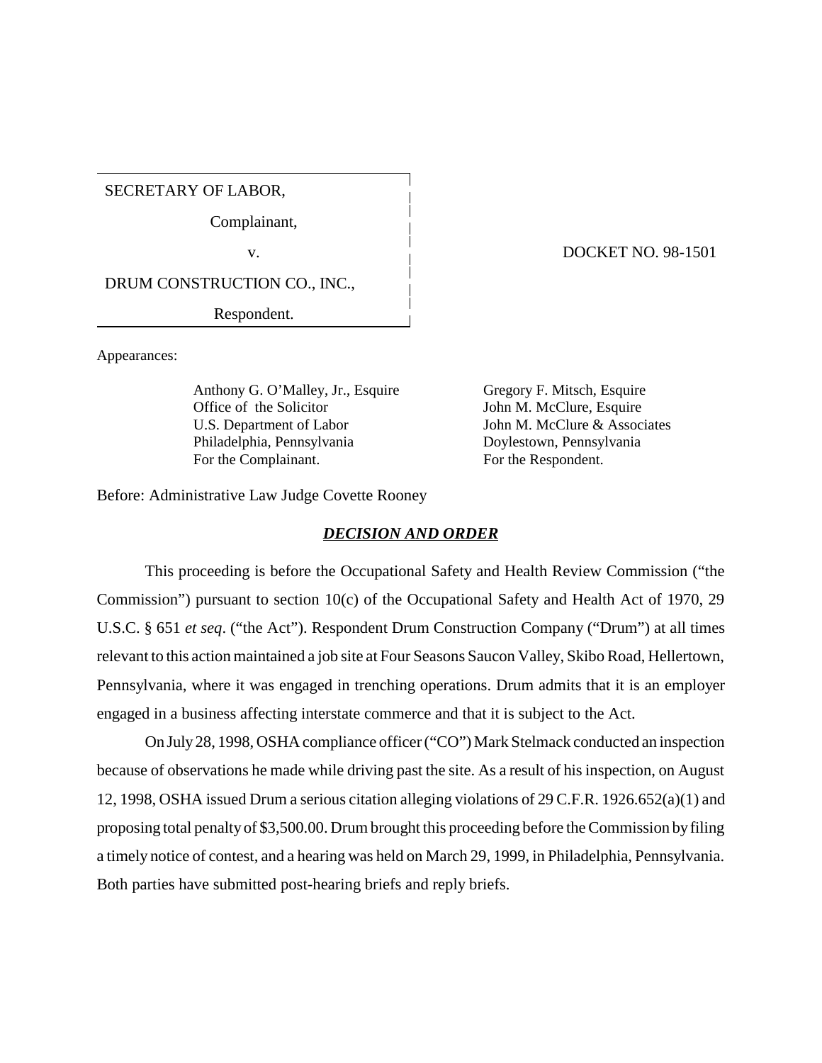SECRETARY OF LABOR,

Complainant,

v.

DRUM CONSTRUCTION CO., INC.,

Respondent.

DOCKET NO. 98-1501

Appearances:

Anthony G. O'Malley, Jr., Esquire
Office of the Solicitor
U.S. Department of Labor
Philadelphia, Pennsylvania
For the Complainant.

Gregory F. Mitsch, Esquire
John M. McClure, Esquire
John M. McClure & Associates
Doylestown, Pennsylvania
For the Respondent.

Before: Administrative Law Judge Covette Rooney

## ***DECISION AND ORDER***

This proceeding is before the Occupational Safety and Health Review Commission ("the Commission") pursuant to section 10(c) of the Occupational Safety and Health Act of 1970, 29 U.S.C. § 651 *et seq*. ("the Act"). Respondent Drum Construction Company ("Drum") at all times relevant to this action maintained a job site at Four Seasons Saucon Valley, Skibo Road, Hellertown, Pennsylvania, where it was engaged in trenching operations. Drum admits that it is an employer engaged in a business affecting interstate commerce and that it is subject to the Act.

On July 28, 1998, OSHA compliance officer ("CO") Mark Stelmack conducted an inspection because of observations he made while driving past the site. As a result of his inspection, on August 12, 1998, OSHA issued Drum a serious citation alleging violations of 29 C.F.R. 1926.652(a)(1) and proposing total penalty of $3,500.00. Drum brought this proceeding before the Commission by filing a timely notice of contest, and a hearing was held on March 29, 1999, in Philadelphia, Pennsylvania. Both parties have submitted post-hearing briefs and reply briefs.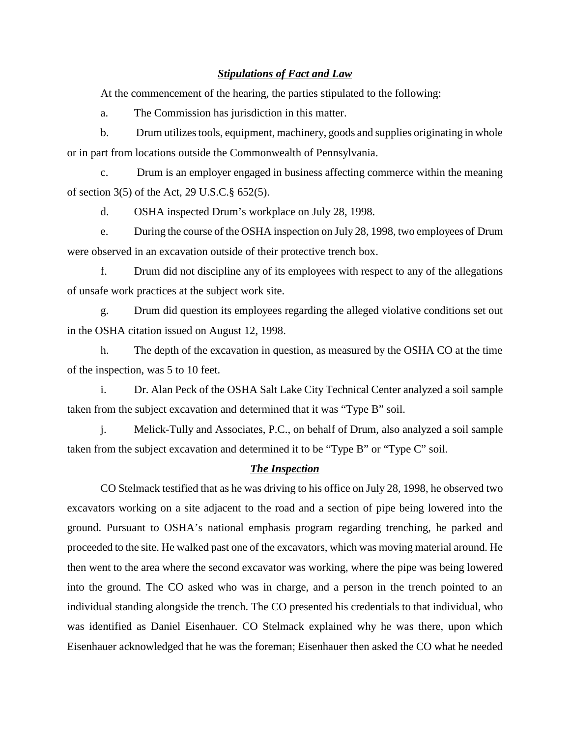### ***Stipulations of Fact and Law***

At the commencement of the hearing, the parties stipulated to the following:

a. The Commission has jurisdiction in this matter.

b. Drum utilizes tools, equipment, machinery, goods and supplies originating in whole or in part from locations outside the Commonwealth of Pennsylvania.

c. Drum is an employer engaged in business affecting commerce within the meaning of section 3(5) of the Act, 29 U.S.C.§ 652(5).

d. OSHA inspected Drum's workplace on July 28, 1998.

e. During the course of the OSHA inspection on July 28, 1998, two employees of Drum were observed in an excavation outside of their protective trench box.

f. Drum did not discipline any of its employees with respect to any of the allegations of unsafe work practices at the subject work site.

g. Drum did question its employees regarding the alleged violative conditions set out in the OSHA citation issued on August 12, 1998.

h. The depth of the excavation in question, as measured by the OSHA CO at the time of the inspection, was 5 to 10 feet.

i. Dr. Alan Peck of the OSHA Salt Lake City Technical Center analyzed a soil sample taken from the subject excavation and determined that it was "Type B" soil.

j. Melick-Tully and Associates, P.C., on behalf of Drum, also analyzed a soil sample taken from the subject excavation and determined it to be "Type B" or "Type C" soil.

### ***The Inspection***

CO Stelmack testified that as he was driving to his office on July 28, 1998, he observed two excavators working on a site adjacent to the road and a section of pipe being lowered into the ground. Pursuant to OSHA's national emphasis program regarding trenching, he parked and proceeded to the site. He walked past one of the excavators, which was moving material around. He then went to the area where the second excavator was working, where the pipe was being lowered into the ground. The CO asked who was in charge, and a person in the trench pointed to an individual standing alongside the trench. The CO presented his credentials to that individual, who was identified as Daniel Eisenhauer. CO Stelmack explained why he was there, upon which Eisenhauer acknowledged that he was the foreman; Eisenhauer then asked the CO what he needed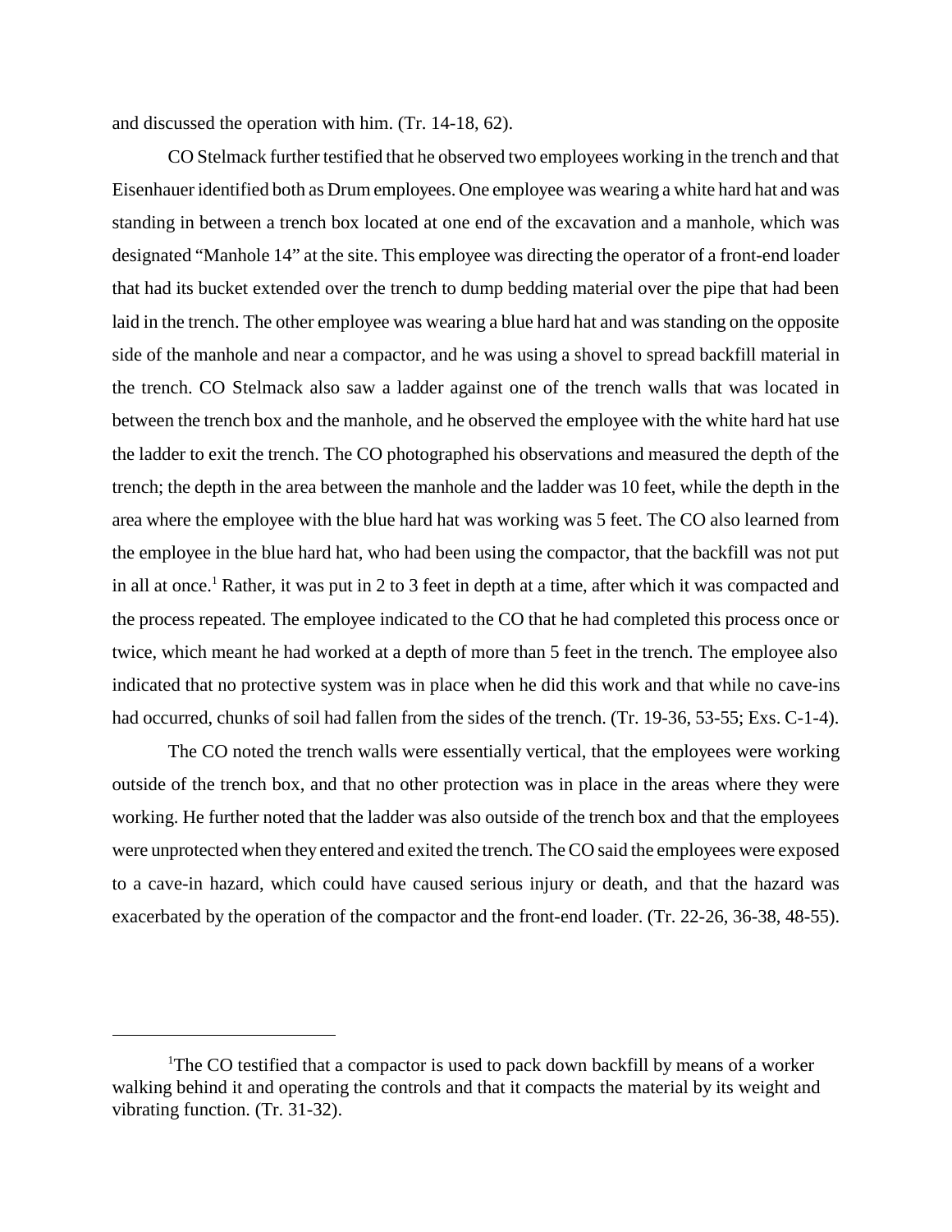and discussed the operation with him. (Tr. 14-18, 62).

CO Stelmack further testified that he observed two employees working in the trench and that Eisenhauer identified both as Drum employees. One employee was wearing a white hard hat and was standing in between a trench box located at one end of the excavation and a manhole, which was designated "Manhole 14" at the site. This employee was directing the operator of a front-end loader that had its bucket extended over the trench to dump bedding material over the pipe that had been laid in the trench. The other employee was wearing a blue hard hat and was standing on the opposite side of the manhole and near a compactor, and he was using a shovel to spread backfill material in the trench. CO Stelmack also saw a ladder against one of the trench walls that was located in between the trench box and the manhole, and he observed the employee with the white hard hat use the ladder to exit the trench. The CO photographed his observations and measured the depth of the trench; the depth in the area between the manhole and the ladder was 10 feet, while the depth in the area where the employee with the blue hard hat was working was 5 feet. The CO also learned from the employee in the blue hard hat, who had been using the compactor, that the backfill was not put in all at once.[1] Rather, it was put in 2 to 3 feet in depth at a time, after which it was compacted and the process repeated. The employee indicated to the CO that he had completed this process once or twice, which meant he had worked at a depth of more than 5 feet in the trench. The employee also indicated that no protective system was in place when he did this work and that while no cave-ins had occurred, chunks of soil had fallen from the sides of the trench. (Tr. 19-36, 53-55; Exs. C-1-4).

The CO noted the trench walls were essentially vertical, that the employees were working outside of the trench box, and that no other protection was in place in the areas where they were working. He further noted that the ladder was also outside of the trench box and that the employees were unprotected when they entered and exited the trench. The CO said the employees were exposed to a cave-in hazard, which could have caused serious injury or death, and that the hazard was exacerbated by the operation of the compactor and the front-end loader. (Tr. 22-26, 36-38, 48-55).

---

[1] The CO testified that a compactor is used to pack down backfill by means of a worker walking behind it and operating the controls and that it compacts the material by its weight and vibrating function. (Tr. 31-32).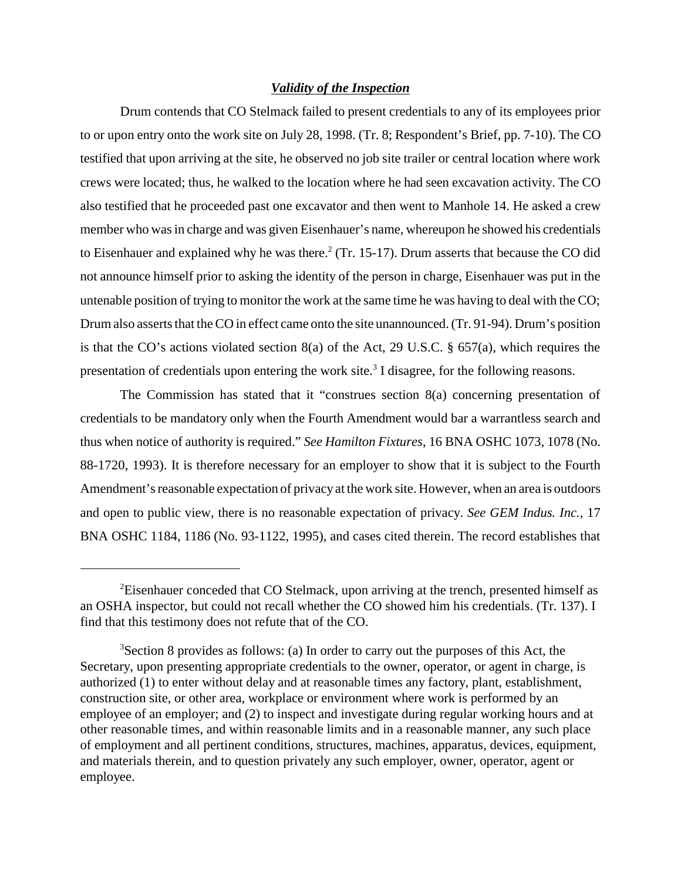### ***Validity of the Inspection***

Drum contends that CO Stelmack failed to present credentials to any of its employees prior to or upon entry onto the work site on July 28, 1998. (Tr. 8; Respondent's Brief, pp. 7-10). The CO testified that upon arriving at the site, he observed no job site trailer or central location where work crews were located; thus, he walked to the location where he had seen excavation activity. The CO also testified that he proceeded past one excavator and then went to Manhole 14. He asked a crew member who was in charge and was given Eisenhauer's name, whereupon he showed his credentials to Eisenhauer and explained why he was there.[2] (Tr. 15-17). Drum asserts that because the CO did not announce himself prior to asking the identity of the person in charge, Eisenhauer was put in the untenable position of trying to monitor the work at the same time he was having to deal with the CO; Drum also asserts that the CO in effect came onto the site unannounced. (Tr. 91-94). Drum's position is that the CO's actions violated section 8(a) of the Act, 29 U.S.C. § 657(a), which requires the presentation of credentials upon entering the work site.[3] I disagree, for the following reasons.

The Commission has stated that it "construes section 8(a) concerning presentation of credentials to be mandatory only when the Fourth Amendment would bar a warrantless search and thus when notice of authority is required." *See Hamilton Fixtures*, 16 BNA OSHC 1073, 1078 (No. 88-1720, 1993). It is therefore necessary for an employer to show that it is subject to the Fourth Amendment's reasonable expectation of privacy at the work site. However, when an area is outdoors and open to public view, there is no reasonable expectation of privacy. *See GEM Indus. Inc.*, 17 BNA OSHC 1184, 1186 (No. 93-1122, 1995), and cases cited therein. The record establishes that

---

[2]Eisenhauer conceded that CO Stelmack, upon arriving at the trench, presented himself as an OSHA inspector, but could not recall whether the CO showed him his credentials. (Tr. 137). I find that this testimony does not refute that of the CO.

[3]Section 8 provides as follows: (a) In order to carry out the purposes of this Act, the Secretary, upon presenting appropriate credentials to the owner, operator, or agent in charge, is authorized (1) to enter without delay and at reasonable times any factory, plant, establishment, construction site, or other area, workplace or environment where work is performed by an employee of an employer; and (2) to inspect and investigate during regular working hours and at other reasonable times, and within reasonable limits and in a reasonable manner, any such place of employment and all pertinent conditions, structures, machines, apparatus, devices, equipment, and materials therein, and to question privately any such employer, owner, operator, agent or employee.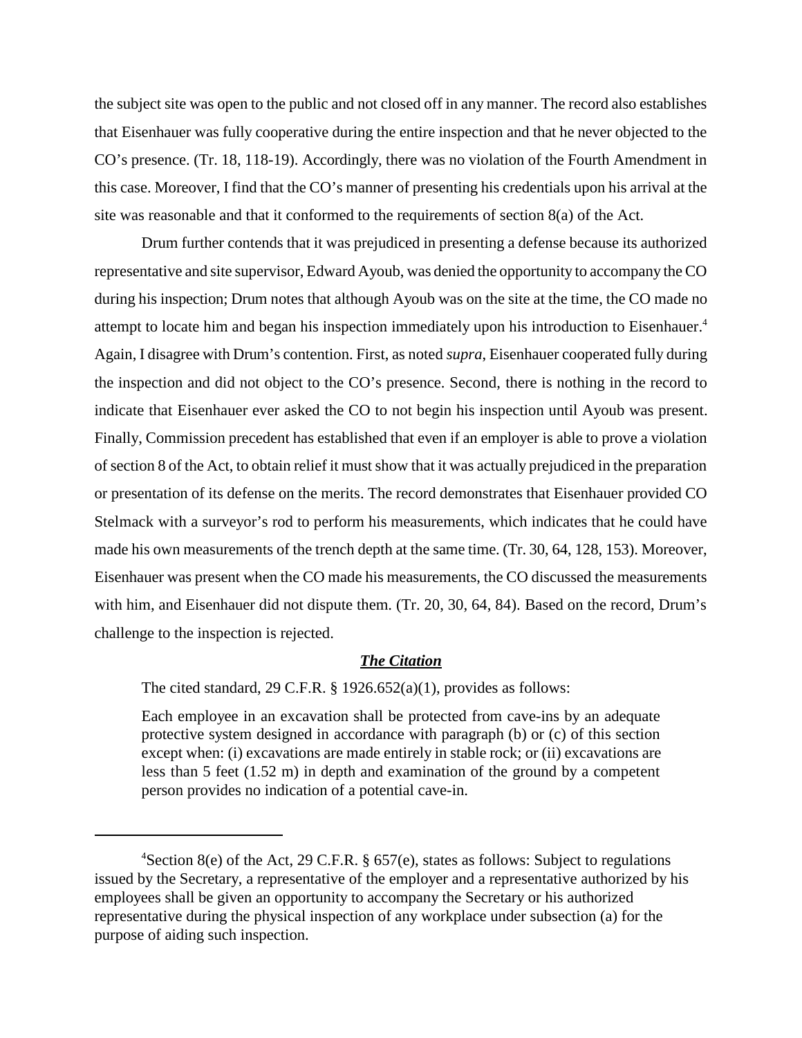the subject site was open to the public and not closed off in any manner. The record also establishes that Eisenhauer was fully cooperative during the entire inspection and that he never objected to the CO's presence. (Tr. 18, 118-19). Accordingly, there was no violation of the Fourth Amendment in this case. Moreover, I find that the CO's manner of presenting his credentials upon his arrival at the site was reasonable and that it conformed to the requirements of section 8(a) of the Act.

Drum further contends that it was prejudiced in presenting a defense because its authorized representative and site supervisor, Edward Ayoub, was denied the opportunity to accompany the CO during his inspection; Drum notes that although Ayoub was on the site at the time, the CO made no attempt to locate him and began his inspection immediately upon his introduction to Eisenhauer.[4] Again, I disagree with Drum's contention. First, as noted *supra*, Eisenhauer cooperated fully during the inspection and did not object to the CO's presence. Second, there is nothing in the record to indicate that Eisenhauer ever asked the CO to not begin his inspection until Ayoub was present. Finally, Commission precedent has established that even if an employer is able to prove a violation of section 8 of the Act, to obtain relief it must show that it was actually prejudiced in the preparation or presentation of its defense on the merits. The record demonstrates that Eisenhauer provided CO Stelmack with a surveyor's rod to perform his measurements, which indicates that he could have made his own measurements of the trench depth at the same time. (Tr. 30, 64, 128, 153). Moreover, Eisenhauer was present when the CO made his measurements, the CO discussed the measurements with him, and Eisenhauer did not dispute them. (Tr. 20, 30, 64, 84). Based on the record, Drum's challenge to the inspection is rejected.

### ***The Citation***

The cited standard, 29 C.F.R. § 1926.652(a)(1), provides as follows:

> Each employee in an excavation shall be protected from cave-ins by an adequate protective system designed in accordance with paragraph (b) or (c) of this section except when: (i) excavations are made entirely in stable rock; or (ii) excavations are less than 5 feet (1.52 m) in depth and examination of the ground by a competent person provides no indication of a potential cave-in.

---

[4]Section 8(e) of the Act, 29 C.F.R. § 657(e), states as follows: Subject to regulations issued by the Secretary, a representative of the employer and a representative authorized by his employees shall be given an opportunity to accompany the Secretary or his authorized representative during the physical inspection of any workplace under subsection (a) for the purpose of aiding such inspection.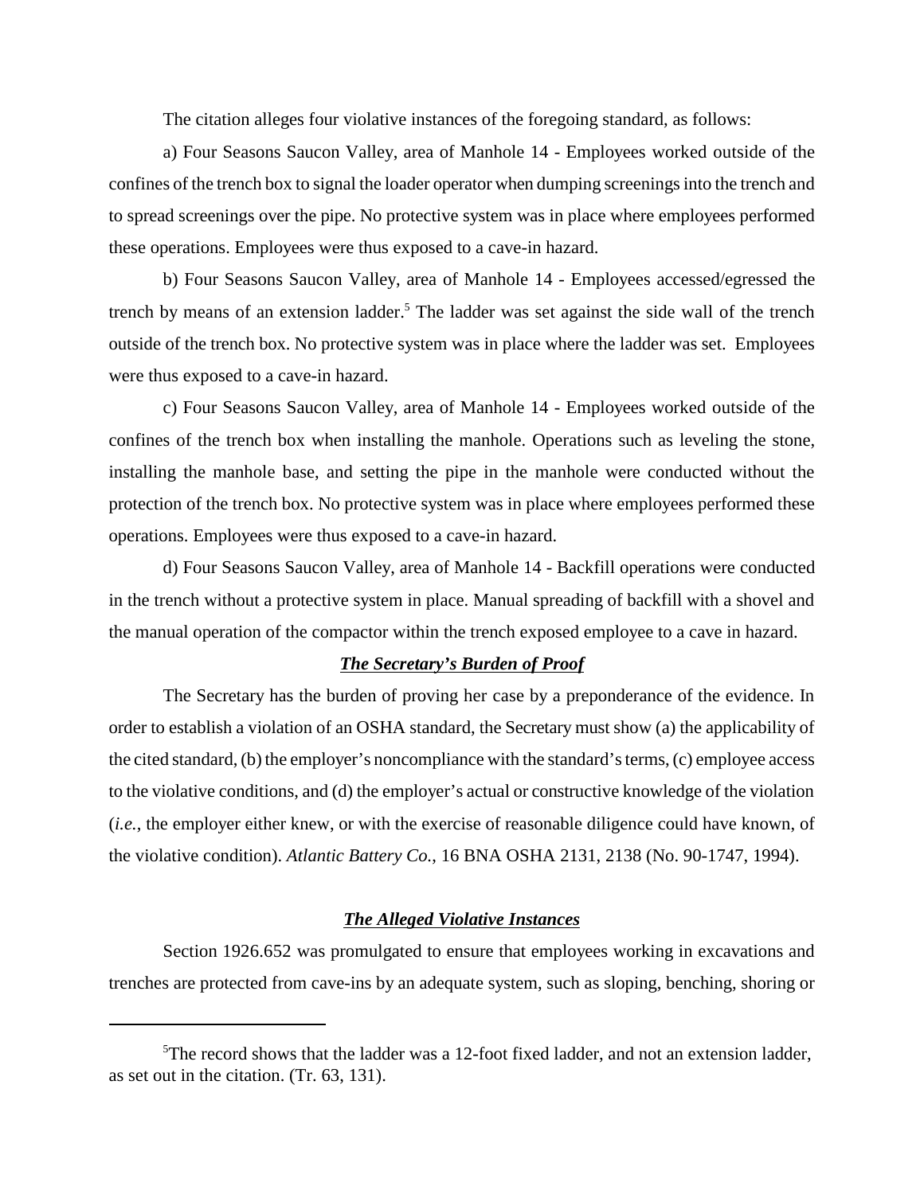The citation alleges four violative instances of the foregoing standard, as follows:

a) Four Seasons Saucon Valley, area of Manhole 14 - Employees worked outside of the confines of the trench box to signal the loader operator when dumping screenings into the trench and to spread screenings over the pipe. No protective system was in place where employees performed these operations. Employees were thus exposed to a cave-in hazard.

b) Four Seasons Saucon Valley, area of Manhole 14 - Employees accessed/egressed the trench by means of an extension ladder.[5] The ladder was set against the side wall of the trench outside of the trench box. No protective system was in place where the ladder was set. Employees were thus exposed to a cave-in hazard.

c) Four Seasons Saucon Valley, area of Manhole 14 - Employees worked outside of the confines of the trench box when installing the manhole. Operations such as leveling the stone, installing the manhole base, and setting the pipe in the manhole were conducted without the protection of the trench box. No protective system was in place where employees performed these operations. Employees were thus exposed to a cave-in hazard.

d) Four Seasons Saucon Valley, area of Manhole 14 - Backfill operations were conducted in the trench without a protective system in place. Manual spreading of backfill with a shovel and the manual operation of the compactor within the trench exposed employee to a cave in hazard.

### ***The Secretary's Burden of Proof***

The Secretary has the burden of proving her case by a preponderance of the evidence. In order to establish a violation of an OSHA standard, the Secretary must show (a) the applicability of the cited standard, (b) the employer's noncompliance with the standard's terms, (c) employee access to the violative conditions, and (d) the employer's actual or constructive knowledge of the violation (*i.e.*, the employer either knew, or with the exercise of reasonable diligence could have known, of the violative condition). *Atlantic Battery Co.*, 16 BNA OSHA 2131, 2138 (No. 90-1747, 1994).

### ***The Alleged Violative Instances***

Section 1926.652 was promulgated to ensure that employees working in excavations and trenches are protected from cave-ins by an adequate system, such as sloping, benching, shoring or

---

[5] The record shows that the ladder was a 12-foot fixed ladder, and not an extension ladder, as set out in the citation. (Tr. 63, 131).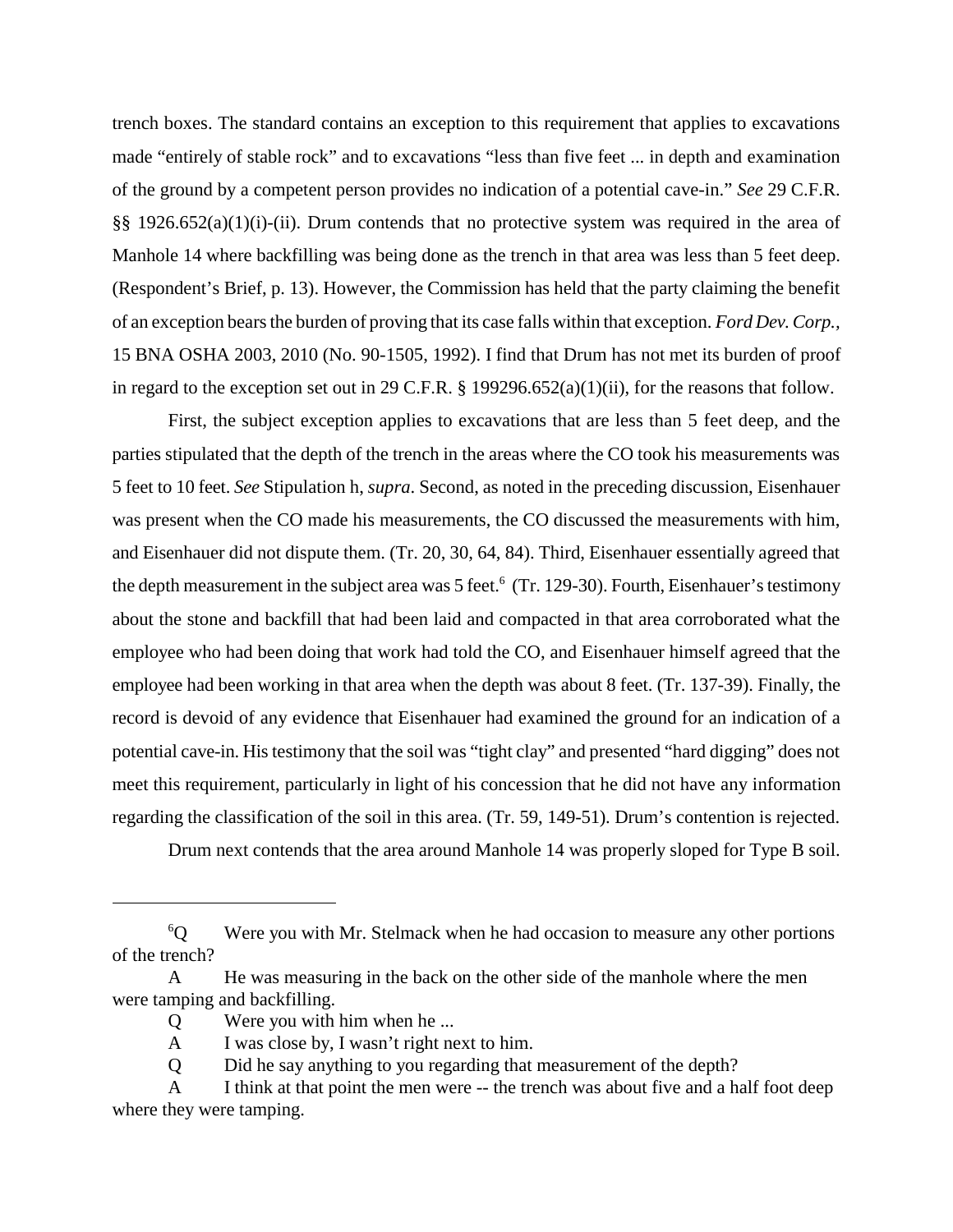trench boxes. The standard contains an exception to this requirement that applies to excavations made "entirely of stable rock" and to excavations "less than five feet ... in depth and examination of the ground by a competent person provides no indication of a potential cave-in." *See* 29 C.F.R. §§ 1926.652(a)(1)(i)-(ii). Drum contends that no protective system was required in the area of Manhole 14 where backfilling was being done as the trench in that area was less than 5 feet deep. (Respondent's Brief, p. 13). However, the Commission has held that the party claiming the benefit of an exception bears the burden of proving that its case falls within that exception. *Ford Dev. Corp.*, 15 BNA OSHA 2003, 2010 (No. 90-1505, 1992). I find that Drum has not met its burden of proof in regard to the exception set out in 29 C.F.R. § 199296.652(a)(1)(ii), for the reasons that follow.

First, the subject exception applies to excavations that are less than 5 feet deep, and the parties stipulated that the depth of the trench in the areas where the CO took his measurements was 5 feet to 10 feet. *See* Stipulation h, *supra*. Second, as noted in the preceding discussion, Eisenhauer was present when the CO made his measurements, the CO discussed the measurements with him, and Eisenhauer did not dispute them. (Tr. 20, 30, 64, 84). Third, Eisenhauer essentially agreed that the depth measurement in the subject area was 5 feet.[6] (Tr. 129-30). Fourth, Eisenhauer's testimony about the stone and backfill that had been laid and compacted in that area corroborated what the employee who had been doing that work had told the CO, and Eisenhauer himself agreed that the employee had been working in that area when the depth was about 8 feet. (Tr. 137-39). Finally, the record is devoid of any evidence that Eisenhauer had examined the ground for an indication of a potential cave-in. His testimony that the soil was "tight clay" and presented "hard digging" does not meet this requirement, particularly in light of his concession that he did not have any information regarding the classification of the soil in this area. (Tr. 59, 149-51). Drum's contention is rejected.

Drum next contends that the area around Manhole 14 was properly sloped for Type B soil.

---

[6]Q Were you with Mr. Stelmack when he had occasion to measure any other portions of the trench?

A He was measuring in the back on the other side of the manhole where the men were tamping and backfilling.

Q Were you with him when he ...

A I was close by, I wasn't right next to him.

Q Did he say anything to you regarding that measurement of the depth?

A I think at that point the men were -- the trench was about five and a half foot deep where they were tamping.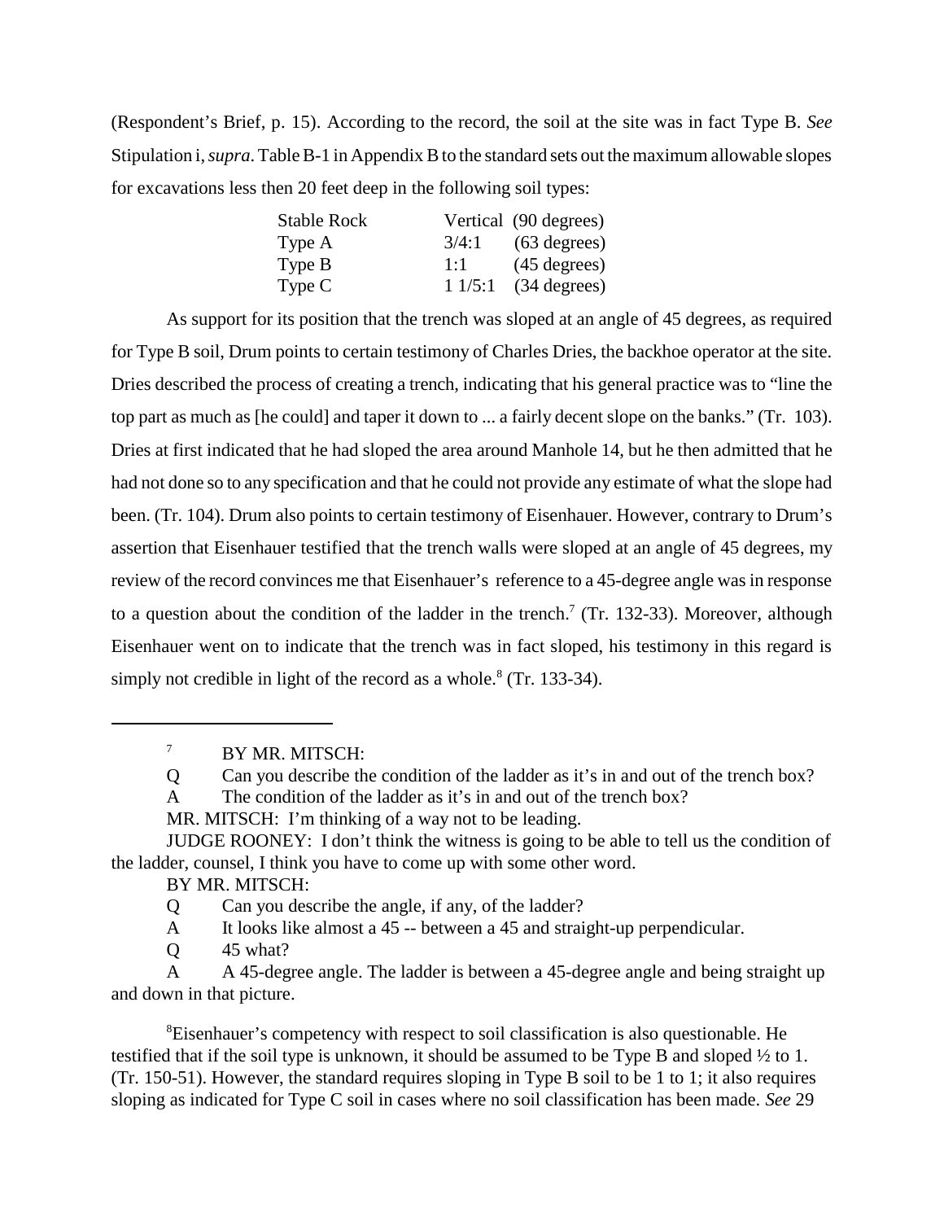(Respondent's Brief, p. 15). According to the record, the soil at the site was in fact Type B. *See* Stipulation i, *supra*. Table B-1 in Appendix B to the standard sets out the maximum allowable slopes for excavations less then 20 feet deep in the following soil types:

| | | |
|---|---|---|
| Stable Rock | Vertical | (90 degrees) |
| Type A | 3/4:1 | (63 degrees) |
| Type B | 1:1 | (45 degrees) |
| Type C | 1 1/5:1 | (34 degrees) |

As support for its position that the trench was sloped at an angle of 45 degrees, as required for Type B soil, Drum points to certain testimony of Charles Dries, the backhoe operator at the site. Dries described the process of creating a trench, indicating that his general practice was to "line the top part as much as [he could] and taper it down to ... a fairly decent slope on the banks." (Tr. 103). Dries at first indicated that he had sloped the area around Manhole 14, but he then admitted that he had not done so to any specification and that he could not provide any estimate of what the slope had been. (Tr. 104). Drum also points to certain testimony of Eisenhauer. However, contrary to Drum's assertion that Eisenhauer testified that the trench walls were sloped at an angle of 45 degrees, my review of the record convinces me that Eisenhauer's reference to a 45-degree angle was in response to a question about the condition of the ladder in the trench.[7] (Tr. 132-33). Moreover, although Eisenhauer went on to indicate that the trench was in fact sloped, his testimony in this regard is simply not credible in light of the record as a whole.[8] (Tr. 133-34).

---

[7] BY MR. MITSCH:

Q Can you describe the condition of the ladder as it's in and out of the trench box?

A The condition of the ladder as it's in and out of the trench box?

MR. MITSCH: I'm thinking of a way not to be leading.

JUDGE ROONEY: I don't think the witness is going to be able to tell us the condition of the ladder, counsel, I think you have to come up with some other word.

BY MR. MITSCH:

Q Can you describe the angle, if any, of the ladder?

A It looks like almost a 45 -- between a 45 and straight-up perpendicular.

Q 45 what?

A A 45-degree angle. The ladder is between a 45-degree angle and being straight up and down in that picture.

[8] Eisenhauer's competency with respect to soil classification is also questionable. He testified that if the soil type is unknown, it should be assumed to be Type B and sloped ½ to 1. (Tr. 150-51). However, the standard requires sloping in Type B soil to be 1 to 1; it also requires sloping as indicated for Type C soil in cases where no soil classification has been made. *See* 29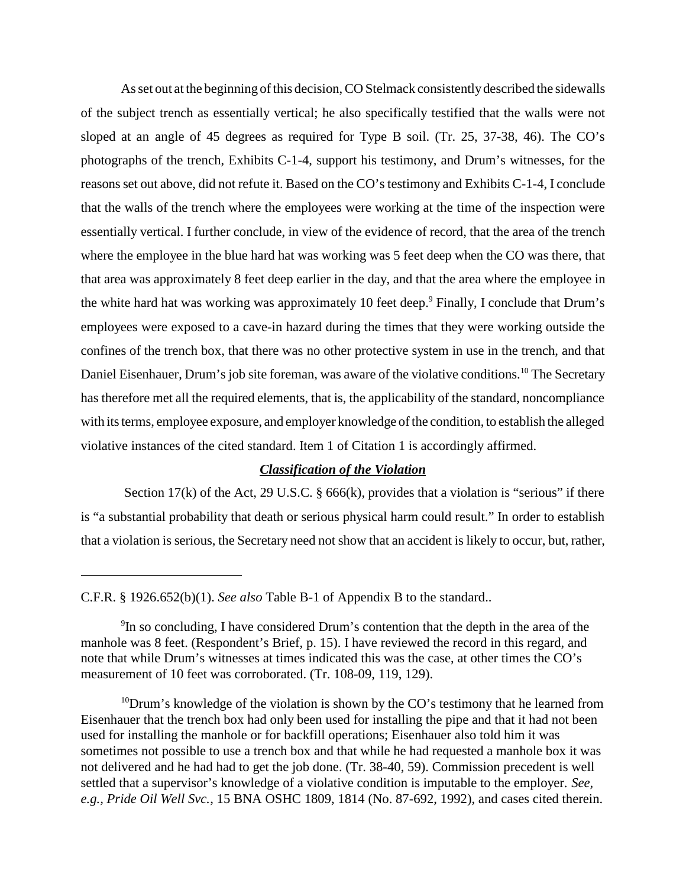As set out at the beginning of this decision, CO Stelmack consistently described the sidewalls of the subject trench as essentially vertical; he also specifically testified that the walls were not sloped at an angle of 45 degrees as required for Type B soil. (Tr. 25, 37-38, 46). The CO's photographs of the trench, Exhibits C-1-4, support his testimony, and Drum's witnesses, for the reasons set out above, did not refute it. Based on the CO's testimony and Exhibits C-1-4, I conclude that the walls of the trench where the employees were working at the time of the inspection were essentially vertical. I further conclude, in view of the evidence of record, that the area of the trench where the employee in the blue hard hat was working was 5 feet deep when the CO was there, that that area was approximately 8 feet deep earlier in the day, and that the area where the employee in the white hard hat was working was approximately 10 feet deep.[9] Finally, I conclude that Drum's employees were exposed to a cave-in hazard during the times that they were working outside the confines of the trench box, that there was no other protective system in use in the trench, and that Daniel Eisenhauer, Drum's job site foreman, was aware of the violative conditions.[10] The Secretary has therefore met all the required elements, that is, the applicability of the standard, noncompliance with its terms, employee exposure, and employer knowledge of the condition, to establish the alleged violative instances of the cited standard. Item 1 of Citation 1 is accordingly affirmed.

### ***Classification of the Violation***

Section 17(k) of the Act, 29 U.S.C. § 666(k), provides that a violation is "serious" if there is "a substantial probability that death or serious physical harm could result." In order to establish that a violation is serious, the Secretary need not show that an accident is likely to occur, but, rather,

---

C.F.R. § 1926.652(b)(1). *See also* Table B-1 of Appendix B to the standard..

[9] In so concluding, I have considered Drum's contention that the depth in the area of the manhole was 8 feet. (Respondent's Brief, p. 15). I have reviewed the record in this regard, and note that while Drum's witnesses at times indicated this was the case, at other times the CO's measurement of 10 feet was corroborated. (Tr. 108-09, 119, 129).

[10] Drum's knowledge of the violation is shown by the CO's testimony that he learned from Eisenhauer that the trench box had only been used for installing the pipe and that it had not been used for installing the manhole or for backfill operations; Eisenhauer also told him it was sometimes not possible to use a trench box and that while he had requested a manhole box it was not delivered and he had had to get the job done. (Tr. 38-40, 59). Commission precedent is well settled that a supervisor's knowledge of a violative condition is imputable to the employer. *See, e.g., Pride Oil Well Svc.*, 15 BNA OSHC 1809, 1814 (No. 87-692, 1992), and cases cited therein.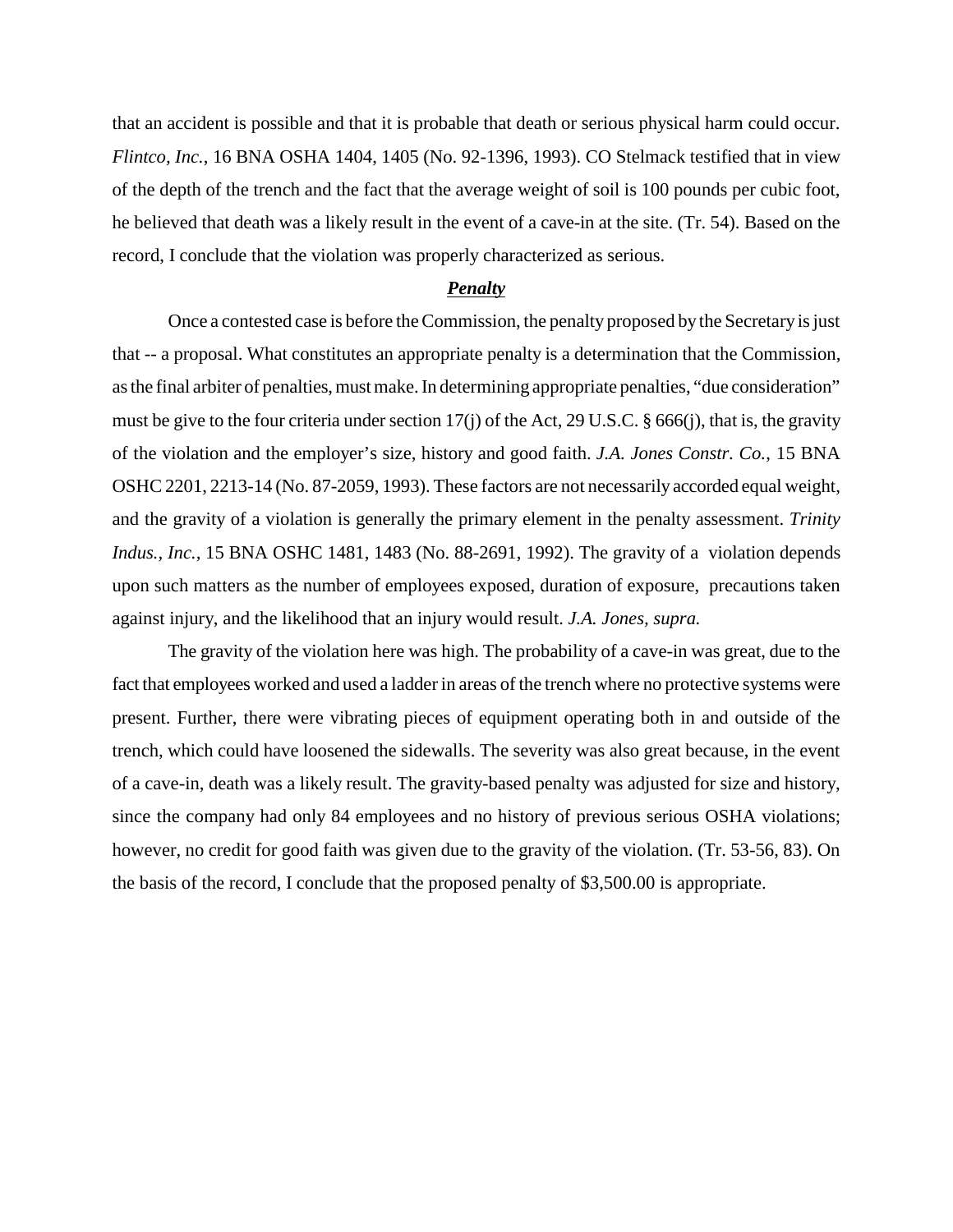that an accident is possible and that it is probable that death or serious physical harm could occur. *Flintco, Inc.*, 16 BNA OSHA 1404, 1405 (No. 92-1396, 1993). CO Stelmack testified that in view of the depth of the trench and the fact that the average weight of soil is 100 pounds per cubic foot, he believed that death was a likely result in the event of a cave-in at the site. (Tr. 54). Based on the record, I conclude that the violation was properly characterized as serious.

***Penalty***

Once a contested case is before the Commission, the penalty proposed by the Secretary is just that -- a proposal. What constitutes an appropriate penalty is a determination that the Commission, as the final arbiter of penalties, must make. In determining appropriate penalties, "due consideration" must be give to the four criteria under section 17(j) of the Act, 29 U.S.C. § 666(j), that is, the gravity of the violation and the employer's size, history and good faith. *J.A. Jones Constr. Co.*, 15 BNA OSHC 2201, 2213-14 (No. 87-2059, 1993). These factors are not necessarily accorded equal weight, and the gravity of a violation is generally the primary element in the penalty assessment. *Trinity Indus., Inc.*, 15 BNA OSHC 1481, 1483 (No. 88-2691, 1992). The gravity of a violation depends upon such matters as the number of employees exposed, duration of exposure, precautions taken against injury, and the likelihood that an injury would result. *J.A. Jones, supra.*

The gravity of the violation here was high. The probability of a cave-in was great, due to the fact that employees worked and used a ladder in areas of the trench where no protective systems were present. Further, there were vibrating pieces of equipment operating both in and outside of the trench, which could have loosened the sidewalls. The severity was also great because, in the event of a cave-in, death was a likely result. The gravity-based penalty was adjusted for size and history, since the company had only 84 employees and no history of previous serious OSHA violations; however, no credit for good faith was given due to the gravity of the violation. (Tr. 53-56, 83). On the basis of the record, I conclude that the proposed penalty of $3,500.00 is appropriate.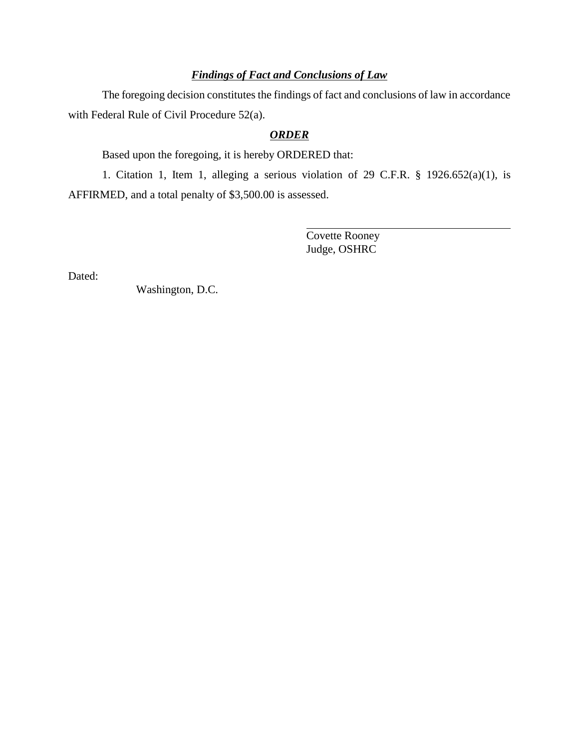***Findings of Fact and Conclusions of Law***

The foregoing decision constitutes the findings of fact and conclusions of law in accordance with Federal Rule of Civil Procedure 52(a).

***ORDER***

Based upon the foregoing, it is hereby ORDERED that:

1. Citation 1, Item 1, alleging a serious violation of 29 C.F.R. § 1926.652(a)(1), is AFFIRMED, and a total penalty of $3,500.00 is assessed.

Covette Rooney
Judge, OSHRC

Dated:

Washington, D.C.